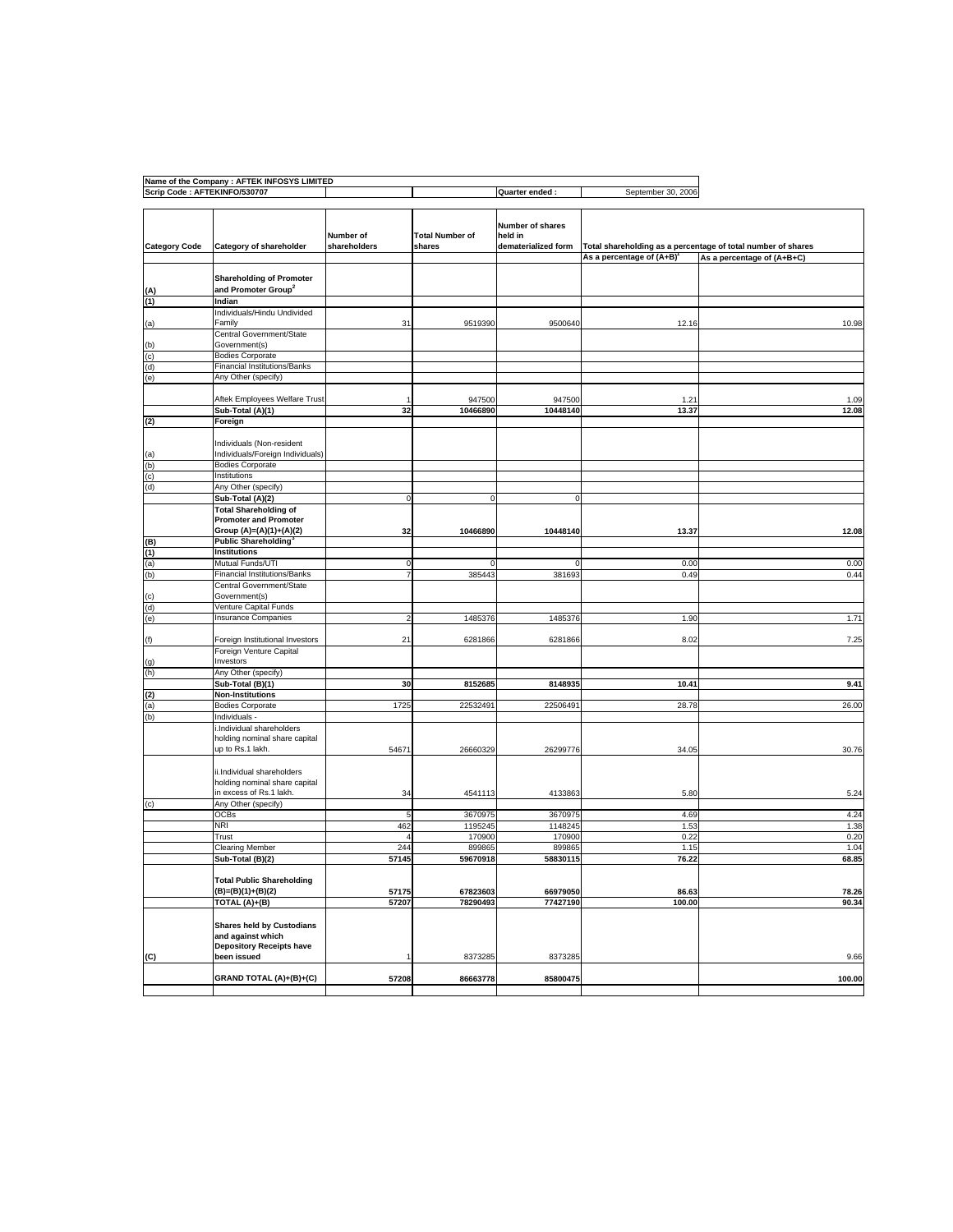**Name of the Company : AFTEK INFOSYS LIMITED**

**Scrip Code : AFTEKINFO/530707** | **Quarter ended :** September 30, 2006

| Category Code | Category of shareholder | Number of shareholders | Total Number of shares | Number of shares held in dematerialized form | Total shareholding as a percentage of total number of shares | |
|---|---|---|---|---|---|---|
| | | | | | As a percentage of (A+B)[1] | As a percentage of (A+B+C) |
| **(A)** | **Shareholding of Promoter and Promoter Group[2]** | | | | | |
| **(1)** | **Indian** | | | | | |
| (a) | Individuals/Hindu Undivided Family | 31 | 9519390 | 9500640 | 12.16 | 10.98 |
| (b) | Central Government/State Government(s) | | | | | |
| (c) | Bodies Corporate | | | | | |
| (d) | Financial Institutions/Banks | | | | | |
| (e) | Any Other (specify) | | | | | |
| | Aftek Employees Welfare Trust | 1 | 947500 | 947500 | 1.21 | 1.09 |
| | **Sub-Total (A)(1)** | **32** | **10466890** | **10448140** | **13.37** | **12.08** |
| **(2)** | **Foreign** | | | | | |
| (a) | Individuals (Non-resident Individuals/Foreign Individuals) | | | | | |
| (b) | Bodies Corporate | | | | | |
| (c) | Institutions | | | | | |
| (d) | Any Other (specify) | | | | | |
| | **Sub-Total (A)(2)** | 0 | 0 | 0 | | |
| | **Total Shareholding of Promoter and Promoter Group (A)=(A)(1)+(A)(2)** | **32** | **10466890** | **10448140** | **13.37** | **12.08** |
| **(B)** | **Public Shareholding[3]** | | | | | |
| **(1)** | **Institutions** | | | | | |
| (a) | Mutual Funds/UTI | 0 | 0 | 0 | 0.00 | 0.00 |
| (b) | Financial Institutions/Banks | 7 | 385443 | 381693 | 0.49 | 0.44 |
| (c) | Central Government/State Government(s) | | | | | |
| (d) | Venture Capital Funds | | | | | |
| (e) | Insurance Companies | 2 | 1485376 | 1485376 | 1.90 | 1.71 |
| (f) | Foreign Institutional Investors | 21 | 6281866 | 6281866 | 8.02 | 7.25 |
| (g) | Foreign Venture Capital Investors | | | | | |
| (h) | Any Other (specify) | | | | | |
| | **Sub-Total (B)(1)** | **30** | **8152685** | **8148935** | **10.41** | **9.41** |
| **(2)** | **Non-Institutions** | | | | | |
| (a) | Bodies Corporate | 1725 | 22532491 | 22506491 | 28.78 | 26.00 |
| (b) | Individuals - | | | | | |
| | i.Individual shareholders holding nominal share capital up to Rs.1 lakh. | 54671 | 26660329 | 26299776 | 34.05 | 30.76 |
| | ii.Individual shareholders holding nominal share capital in excess of Rs.1 lakh. | 34 | 4541113 | 4133863 | 5.80 | 5.24 |
| (c) | Any Other (specify) | | | | | |
| | OCBs | 5 | 3670975 | 3670975 | 4.69 | 4.24 |
| | NRI | 462 | 1195245 | 1148245 | 1.53 | 1.38 |
| | Trust | 4 | 170900 | 170900 | 0.22 | 0.20 |
| | Clearing Member | 244 | 899865 | 899865 | 1.15 | 1.04 |
| | **Sub-Total (B)(2)** | **57145** | **59670918** | **58830115** | **76.22** | **68.85** |
| | **Total Public Shareholding (B)=(B)(1)+(B)(2)** | **57175** | **67823603** | **66979050** | **86.63** | **78.26** |
| | **TOTAL (A)+(B)** | **57207** | **78290493** | **77427190** | **100.00** | **90.34** |
| **(C)** | **Shares held by Custodians and against which Depository Receipts have been issued** | 1 | 8373285 | 8373285 | | 9.66 |
| | **GRAND TOTAL (A)+(B)+(C)** | **57208** | **86663778** | **85800475** | | **100.00** |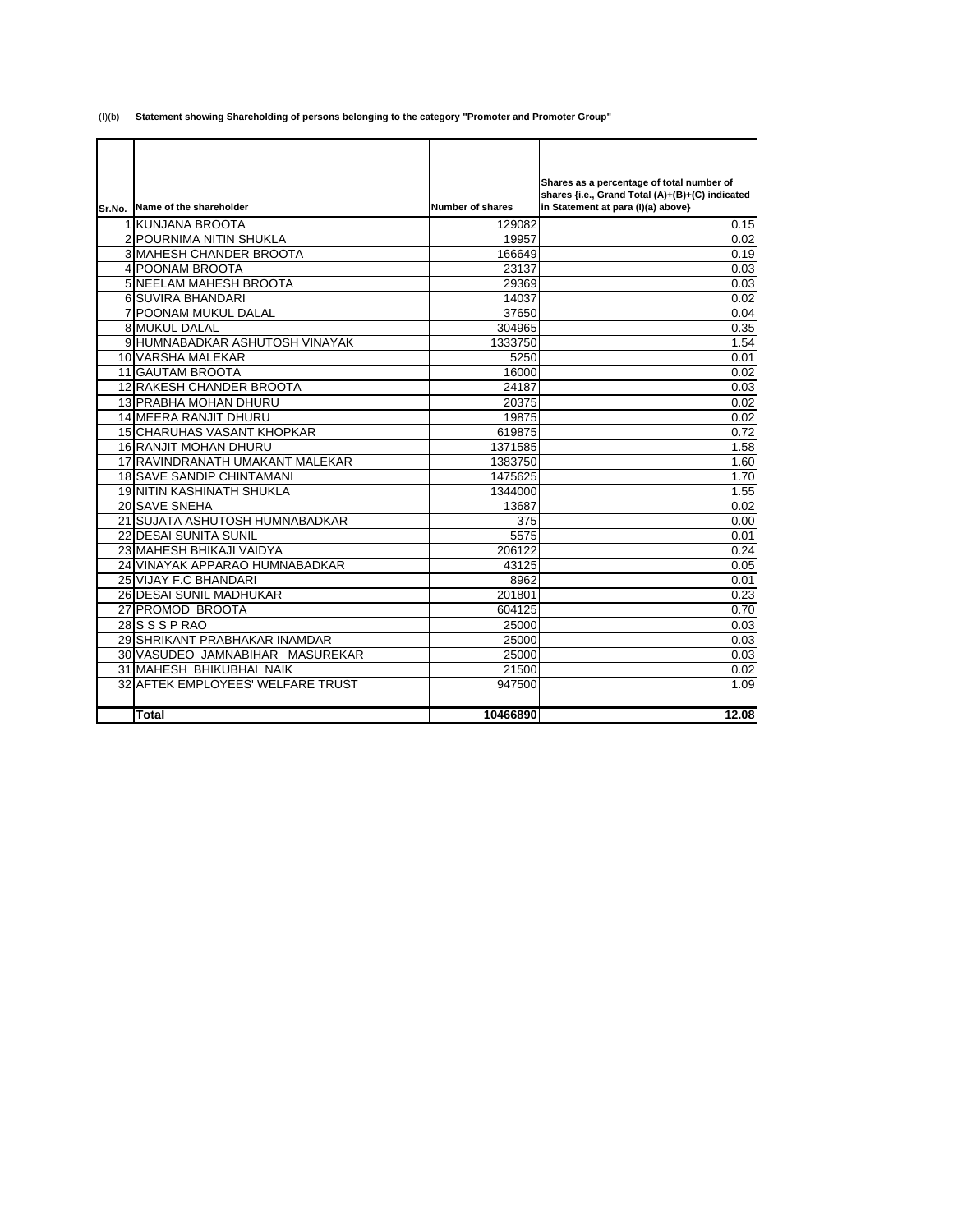(I)(b) **Statement showing Shareholding of persons belonging to the category "Promoter and Promoter Group"**

| Sr.No. | Name of the shareholder | Number of shares | Shares as a percentage of total number of shares {i.e., Grand Total (A)+(B)+(C) indicated in Statement at para (I)(a) above} |
|---|---|---|---|
| 1 | KUNJANA BROOTA | 129082 | 0.15 |
| 2 | POURNIMA NITIN SHUKLA | 19957 | 0.02 |
| 3 | MAHESH CHANDER BROOTA | 166649 | 0.19 |
| 4 | POONAM BROOTA | 23137 | 0.03 |
| 5 | NEELAM MAHESH BROOTA | 29369 | 0.03 |
| 6 | SUVIRA BHANDARI | 14037 | 0.02 |
| 7 | POONAM MUKUL DALAL | 37650 | 0.04 |
| 8 | MUKUL DALAL | 304965 | 0.35 |
| 9 | HUMNABADKAR ASHUTOSH VINAYAK | 1333750 | 1.54 |
| 10 | VARSHA MALEKAR | 5250 | 0.01 |
| 11 | GAUTAM BROOTA | 16000 | 0.02 |
| 12 | RAKESH CHANDER BROOTA | 24187 | 0.03 |
| 13 | PRABHA MOHAN DHURU | 20375 | 0.02 |
| 14 | MEERA RANJIT DHURU | 19875 | 0.02 |
| 15 | CHARUHAS VASANT KHOPKAR | 619875 | 0.72 |
| 16 | RANJIT MOHAN DHURU | 1371585 | 1.58 |
| 17 | RAVINDRANATH UMAKANT MALEKAR | 1383750 | 1.60 |
| 18 | SAVE SANDIP CHINTAMANI | 1475625 | 1.70 |
| 19 | NITIN KASHINATH SHUKLA | 1344000 | 1.55 |
| 20 | SAVE SNEHA | 13687 | 0.02 |
| 21 | SUJATA ASHUTOSH HUMNABADKAR | 375 | 0.00 |
| 22 | DESAI SUNITA SUNIL | 5575 | 0.01 |
| 23 | MAHESH BHIKAJI VAIDYA | 206122 | 0.24 |
| 24 | VINAYAK APPARAO HUMNABADKAR | 43125 | 0.05 |
| 25 | VIJAY F.C BHANDARI | 8962 | 0.01 |
| 26 | DESAI SUNIL MADHUKAR | 201801 | 0.23 |
| 27 | PROMOD BROOTA | 604125 | 0.70 |
| 28 | S S S P RAO | 25000 | 0.03 |
| 29 | SHRIKANT PRABHAKAR INAMDAR | 25000 | 0.03 |
| 30 | VASUDEO JAMNABIHAR MASUREKAR | 25000 | 0.03 |
| 31 | MAHESH BHIKUBHAI NAIK | 21500 | 0.02 |
| 32 | AFTEK EMPLOYEES' WELFARE TRUST | 947500 | 1.09 |
| | | | |
| | **Total** | **10466890** | **12.08** |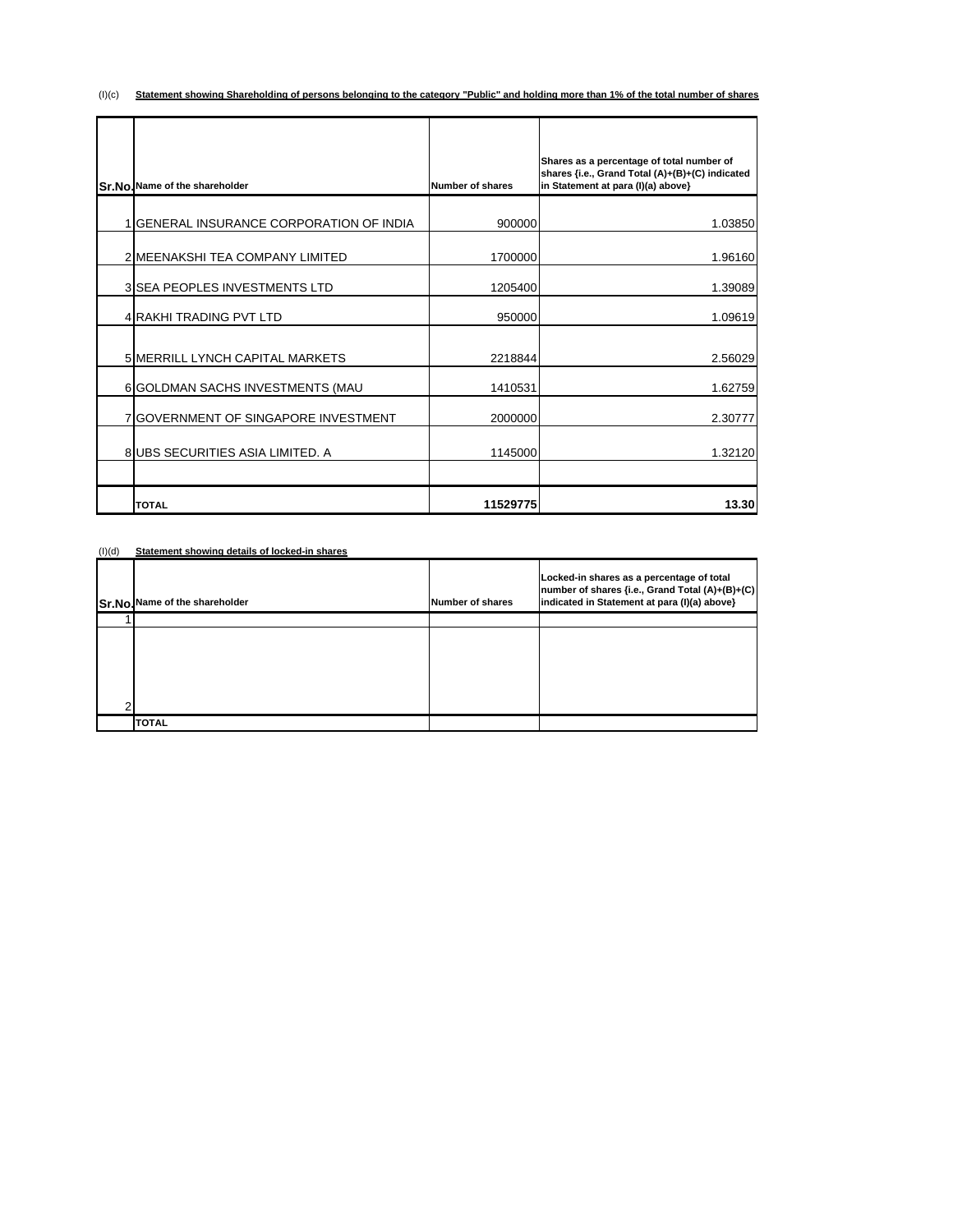(I)(c) **Statement showing Shareholding of persons belonging to the category "Public" and holding more than 1% of the total number of shares**

| Sr.No. | Name of the shareholder | Number of shares | Shares as a percentage of total number of shares {i.e., Grand Total (A)+(B)+(C) indicated in Statement at para (I)(a) above} |
|---|---|---|---|
| 1 | GENERAL INSURANCE CORPORATION OF INDIA | 900000 | 1.03850 |
| 2 | MEENAKSHI TEA COMPANY LIMITED | 1700000 | 1.96160 |
| 3 | SEA PEOPLES INVESTMENTS LTD | 1205400 | 1.39089 |
| 4 | RAKHI TRADING PVT LTD | 950000 | 1.09619 |
| 5 | MERRILL LYNCH CAPITAL MARKETS | 2218844 | 2.56029 |
| 6 | GOLDMAN SACHS INVESTMENTS (MAU | 1410531 | 1.62759 |
| 7 | GOVERNMENT OF SINGAPORE INVESTMENT | 2000000 | 2.30777 |
| 8 | UBS SECURITIES ASIA LIMITED. A | 1145000 | 1.32120 |
| | | | |
| | **TOTAL** | **11529775** | **13.30** |

(I)(d) **Statement showing details of locked-in shares**

| Sr.No. | Name of the shareholder | Number of shares | Locked-in shares as a percentage of total number of shares {i.e., Grand Total (A)+(B)+(C) indicated in Statement at para (I)(a) above} |
|---|---|---|---|
| 1 | | | |
| 2 | | | |
| | **TOTAL** | | |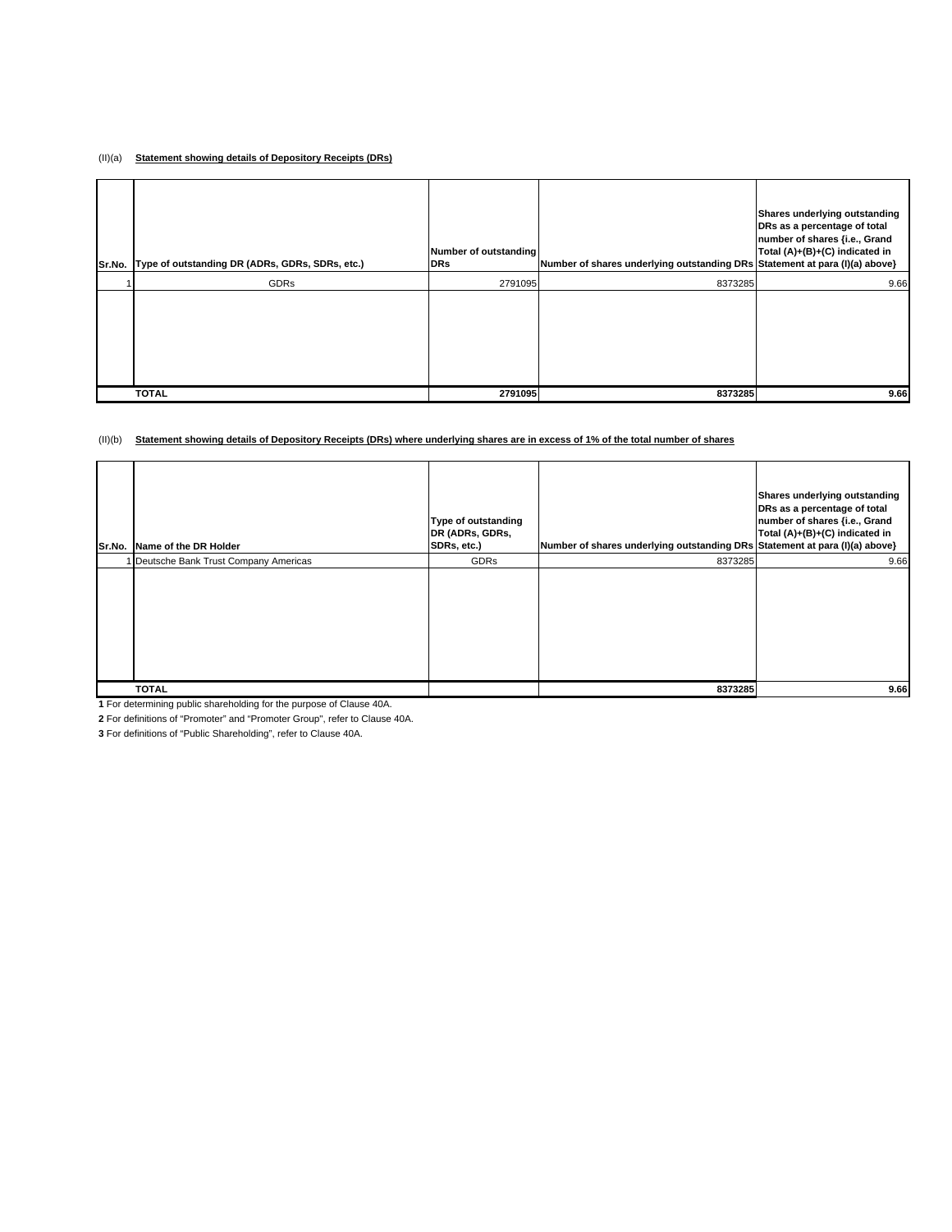(II)(a) **Statement showing details of Depository Receipts (DRs)**

| Sr.No. | Type of outstanding DR (ADRs, GDRs, SDRs, etc.) | Number of outstanding DRs | Number of shares underlying outstanding DRs | Shares underlying outstanding DRs as a percentage of total number of shares {i.e., Grand Total (A)+(B)+(C) indicated in Statement at para (I)(a) above} |
|---|---|---|---|---|
| 1 | GDRs | 2791095 | 8373285 | 9.66 |
| | **TOTAL** | **2791095** | **8373285** | **9.66** |

(II)(b) **Statement showing details of Depository Receipts (DRs) where underlying shares are in excess of 1% of the total number of shares**

| Sr.No. | Name of the DR Holder | Type of outstanding DR (ADRs, GDRs, SDRs, etc.) | Number of shares underlying outstanding DRs | Shares underlying outstanding DRs as a percentage of total number of shares {i.e., Grand Total (A)+(B)+(C) indicated in Statement at para (I)(a) above} |
|---|---|---|---|---|
| 1 | Deutsche Bank Trust Company Americas | GDRs | 8373285 | 9.66 |
| | **TOTAL** | | **8373285** | **9.66** |

**1** For determining public shareholding for the purpose of Clause 40A.

**2** For definitions of "Promoter" and "Promoter Group", refer to Clause 40A.

**3** For definitions of "Public Shareholding", refer to Clause 40A.